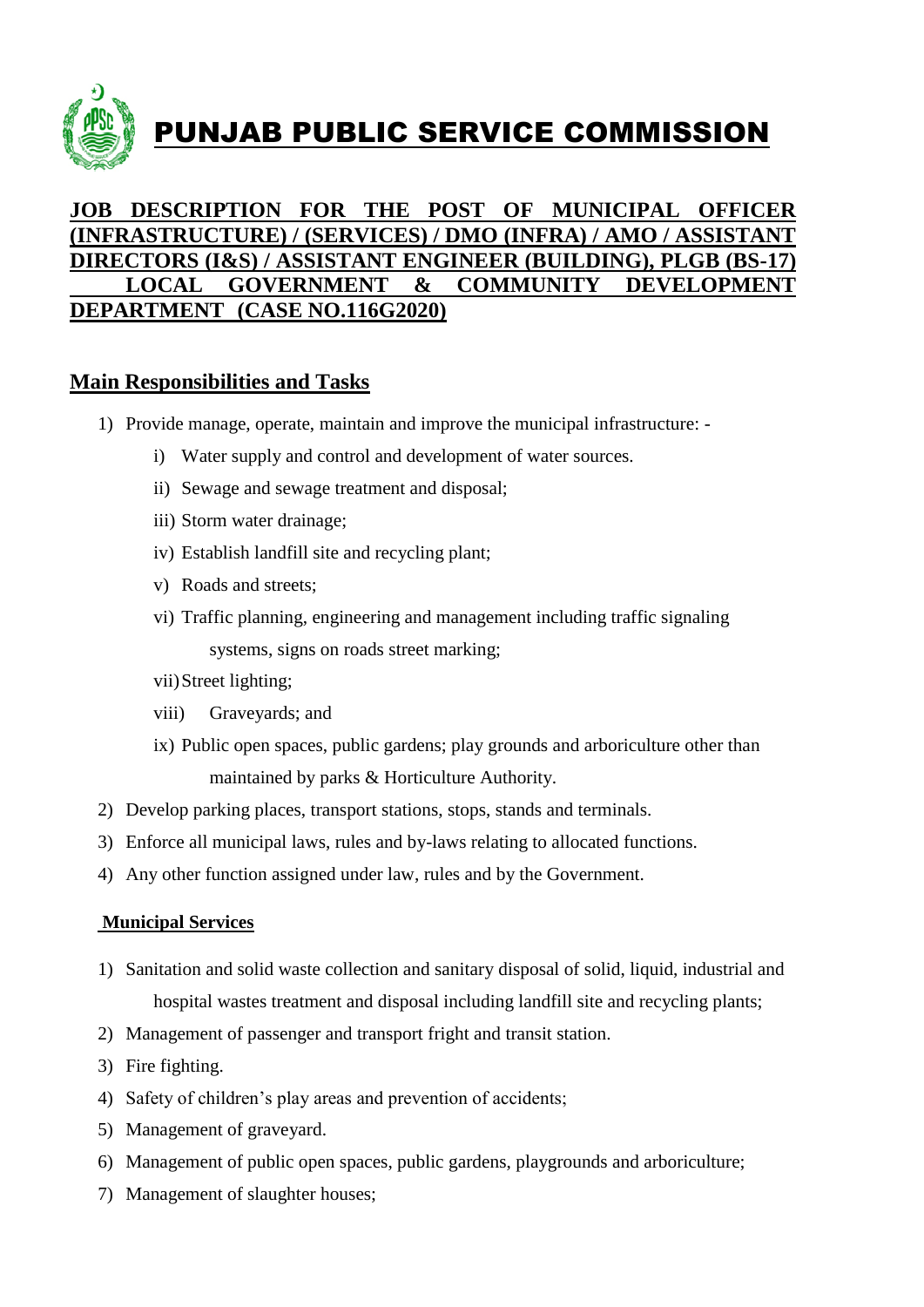# PUNJAB PUBLIC SERVICE COMMISSION

## JOB DESCRIPTION FOR THE POST OF MUNICIPAL OFFICER (INFRASTRUCTURE) / (SERVICES) / DMO (INFRA) / AMO / ASSISTANT DIRECTORS (I&S) / ASSISTANT ENGINEER (BUILDING), PLGB (BS-17) LOCAL GOVERNMENT & COMMUNITY DEVELOPMENT DEPARTMENT (CASE NO.116G2020)

### Main Responsibilities and Tasks

1) Provide manage, operate, maintain and improve the municipal infrastructure: -
   - i) Water supply and control and development of water sources.
   - ii) Sewage and sewage treatment and disposal;
   - iii) Storm water drainage;
   - iv) Establish landfill site and recycling plant;
   - v) Roads and streets;
   - vi) Traffic planning, engineering and management including traffic signaling systems, signs on roads street marking;
   - vii) Street lighting;
   - viii) Graveyards; and
   - ix) Public open spaces, public gardens; play grounds and arboriculture other than maintained by parks & Horticulture Authority.
2) Develop parking places, transport stations, stops, stands and terminals.
3) Enforce all municipal laws, rules and by-laws relating to allocated functions.
4) Any other function assigned under law, rules and by the Government.

**Municipal Services**

1) Sanitation and solid waste collection and sanitary disposal of solid, liquid, industrial and hospital wastes treatment and disposal including landfill site and recycling plants;
2) Management of passenger and transport fright and transit station.
3) Fire fighting.
4) Safety of children's play areas and prevention of accidents;
5) Management of graveyard.
6) Management of public open spaces, public gardens, playgrounds and arboriculture;
7) Management of slaughter houses;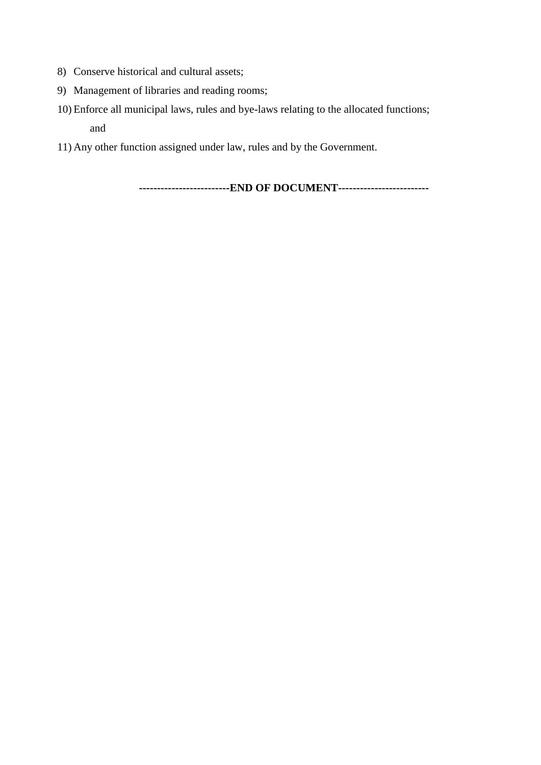8) Conserve historical and cultural assets;
9) Management of libraries and reading rooms;
10) Enforce all municipal laws, rules and bye-laws relating to the allocated functions; and
11) Any other function assigned under law, rules and by the Government.

**------------------------END OF DOCUMENT------------------------**